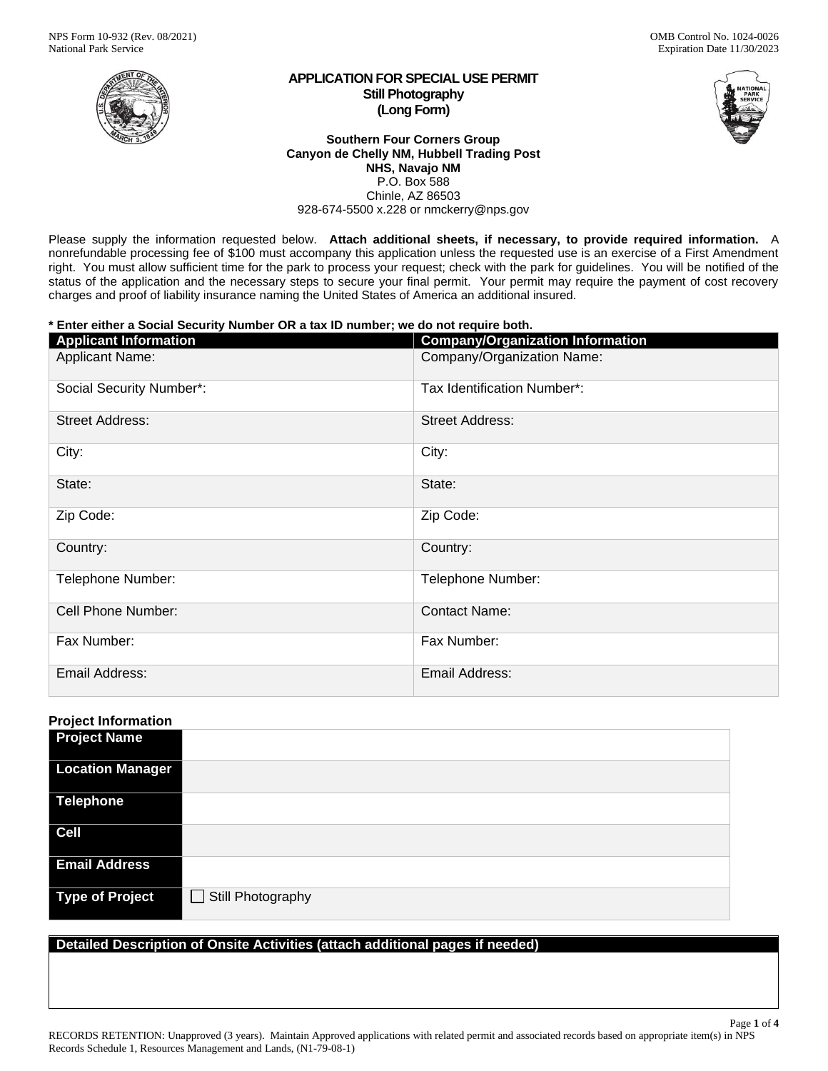NPS Form 10-932 (Rev. 08/2021)
National Park Service

OMB Control No. 1024-0026
Expiration Date 11/30/2023

# APPLICATION FOR SPECIAL USE PERMIT
## Still Photography
## (Long Form)

**Southern Four Corners Group**
**Canyon de Chelly NM, Hubbell Trading Post NHS, Navajo NM**
P.O. Box 588
Chinle, AZ 86503
928-674-5500 x.228 or nmckerry@nps.gov

Please supply the information requested below. **Attach additional sheets, if necessary, to provide required information.** A nonrefundable processing fee of $100 must accompany this application unless the requested use is an exercise of a First Amendment right. You must allow sufficient time for the park to process your request; check with the park for guidelines. You will be notified of the status of the application and the necessary steps to secure your final permit. Your permit may require the payment of cost recovery charges and proof of liability insurance naming the United States of America an additional insured.

**\* Enter either a Social Security Number OR a tax ID number; we do not require both.**

| Applicant Information | Company/Organization Information |
|---|---|
| Applicant Name: | Company/Organization Name: |
| Social Security Number*: | Tax Identification Number*: |
| Street Address: | Street Address: |
| City: | City: |
| State: | State: |
| Zip Code: | Zip Code: |
| Country: | Country: |
| Telephone Number: | Telephone Number: |
| Cell Phone Number: | Contact Name: |
| Fax Number: | Fax Number: |
| Email Address: | Email Address: |

**Project Information**

| | |
|---|---|
| **Project Name** | |
| **Location Manager** | |
| **Telephone** | |
| **Cell** | |
| **Email Address** | |
| **Type of Project** | ☐ Still Photography |

| Detailed Description of Onsite Activities (attach additional pages if needed) |
|---|
| |

RECORDS RETENTION: Unapproved (3 years). Maintain Approved applications with related permit and associated records based on appropriate item(s) in NPS Records Schedule 1, Resources Management and Lands, (N1-79-08-1)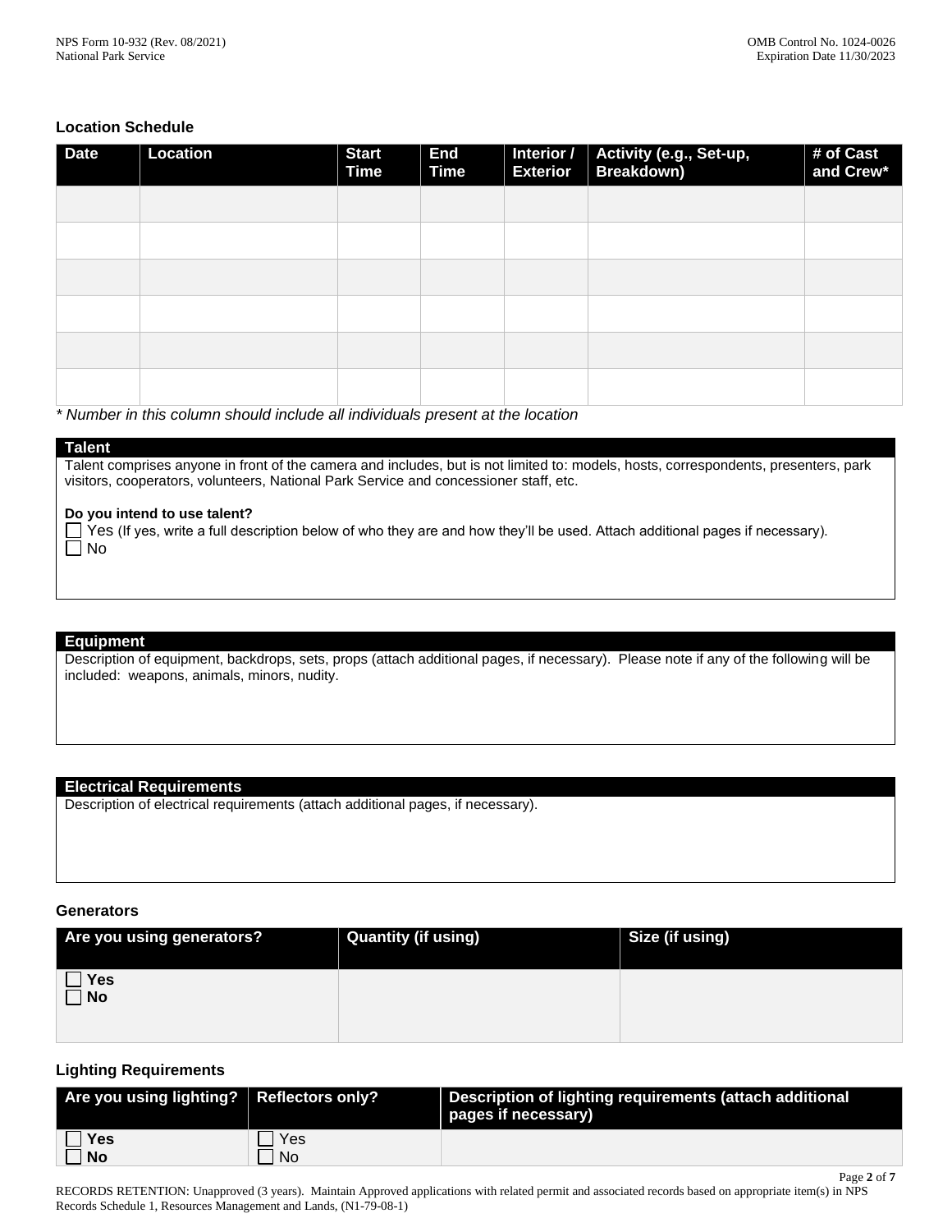## Location Schedule

| Date | Location | Start Time | End Time | Interior / Exterior | Activity (e.g., Set-up, Breakdown) | # of Cast and Crew* |
|---|---|---|---|---|---|---|
| | | | | | | |
| | | | | | | |
| | | | | | | |
| | | | | | | |
| | | | | | | |
| | | | | | | |

*\* Number in this column should include all individuals present at the location*

### Talent

Talent comprises anyone in front of the camera and includes, but is not limited to: models, hosts, correspondents, presenters, park visitors, cooperators, volunteers, National Park Service and concessioner staff, etc.

**Do you intend to use talent?**

☐ Yes (If yes, write a full description below of who they are and how they'll be used. Attach additional pages if necessary).
☐ No

### Equipment

Description of equipment, backdrops, sets, props (attach additional pages, if necessary). Please note if any of the following will be included: weapons, animals, minors, nudity.

### Electrical Requirements

Description of electrical requirements (attach additional pages, if necessary).

## Generators

| Are you using generators? | Quantity (if using) | Size (if using) |
|---|---|---|
| ☐ **Yes**<br>☐ **No** | | |

## Lighting Requirements

| Are you using lighting? | Reflectors only? | Description of lighting requirements (attach additional pages if necessary) |
|---|---|---|
| ☐ **Yes**<br>☐ **No** | ☐ Yes<br>☐ No | |

RECORDS RETENTION: Unapproved (3 years). Maintain Approved applications with related permit and associated records based on appropriate item(s) in NPS Records Schedule 1, Resources Management and Lands, (N1-79-08-1)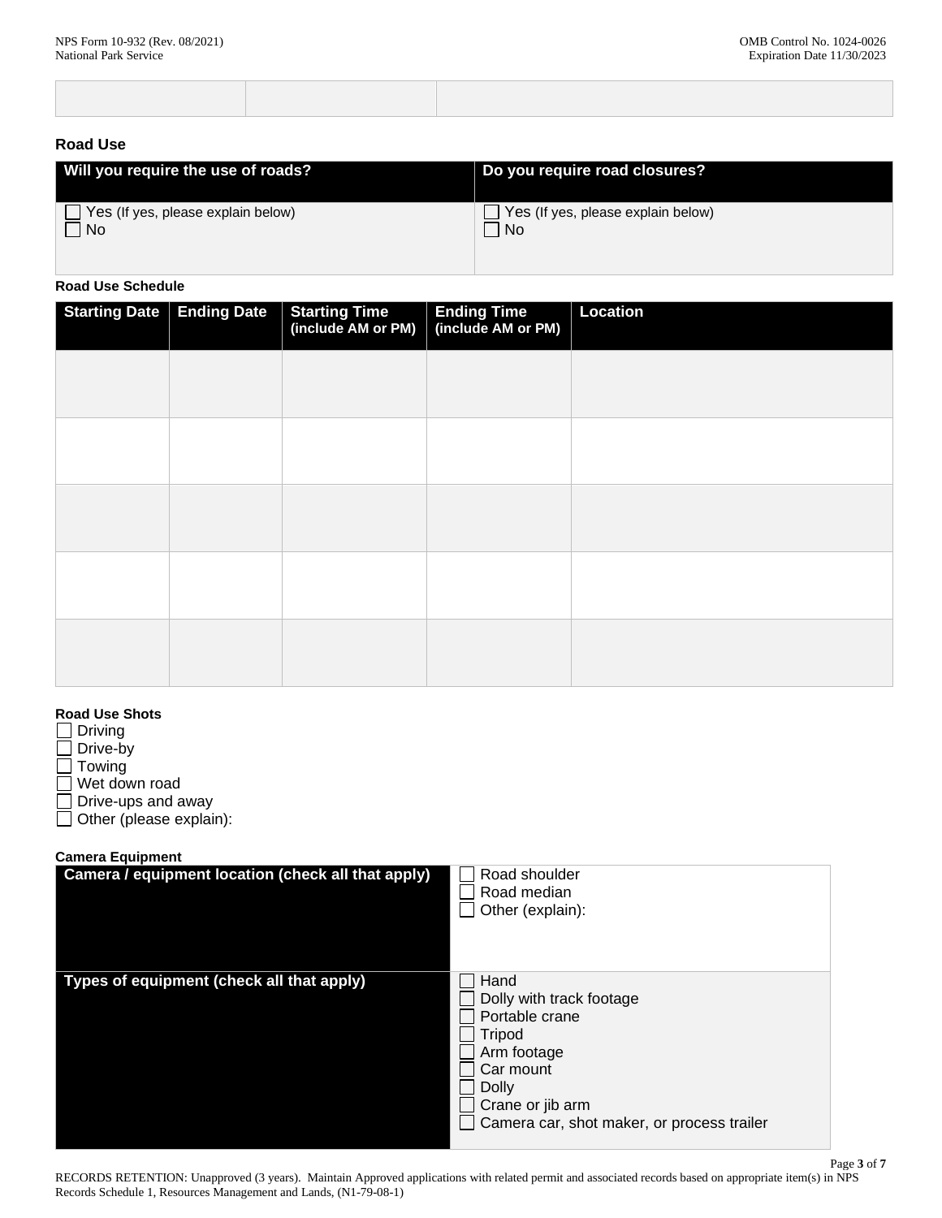| | | |
|---|---|---|
| | | |

## Road Use

| Will you require the use of roads? | Do you require road closures? |
|---|---|
| ☐ Yes (If yes, please explain below)<br>☐ No | ☐ Yes (If yes, please explain below)<br>☐ No |

**Road Use Schedule**

| Starting Date | Ending Date | Starting Time (include AM or PM) | Ending Time (include AM or PM) | Location |
|---|---|---|---|---|
| | | | | |
| | | | | |
| | | | | |
| | | | | |
| | | | | |

**Road Use Shots**

- ☐ Driving
- ☐ Drive-by
- ☐ Towing
- ☐ Wet down road
- ☐ Drive-ups and away
- ☐ Other (please explain):

**Camera Equipment**

| Camera / equipment location (check all that apply) | ☐ Road shoulder<br>☐ Road median<br>☐ Other (explain): |
|---|---|
| **Types of equipment (check all that apply)** | ☐ Hand<br>☐ Dolly with track footage<br>☐ Portable crane<br>☐ Tripod<br>☐ Arm footage<br>☐ Car mount<br>☐ Dolly<br>☐ Crane or jib arm<br>☐ Camera car, shot maker, or process trailer |

RECORDS RETENTION: Unapproved (3 years). Maintain Approved applications with related permit and associated records based on appropriate item(s) in NPS Records Schedule 1, Resources Management and Lands, (N1-79-08-1)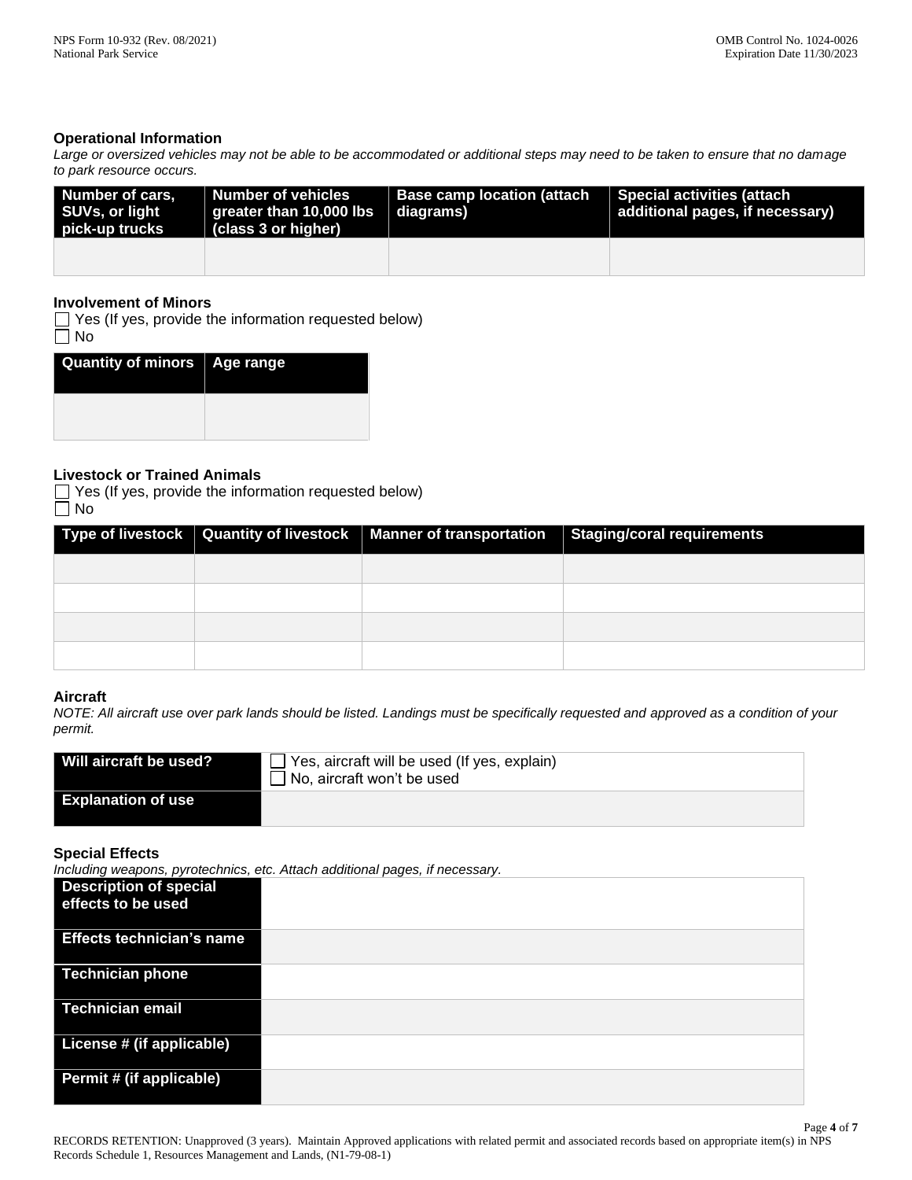### Operational Information

*Large or oversized vehicles may not be able to be accommodated or additional steps may need to be taken to ensure that no damage to park resource occurs.*

| Number of cars, SUVs, or light pick-up trucks | Number of vehicles greater than 10,000 lbs (class 3 or higher) | Base camp location (attach diagrams) | Special activities (attach additional pages, if necessary) |
|---|---|---|---|
| | | | |

### Involvement of Minors

☐ Yes (If yes, provide the information requested below)
☐ No

| Quantity of minors | Age range |
|---|---|
| | |

### Livestock or Trained Animals

☐ Yes (If yes, provide the information requested below)
☐ No

| Type of livestock | Quantity of livestock | Manner of transportation | Staging/coral requirements |
|---|---|---|---|
| | | | |
| | | | |
| | | | |
| | | | |

### Aircraft

*NOTE: All aircraft use over park lands should be listed. Landings must be specifically requested and approved as a condition of your permit.*

| Will aircraft be used? | ☐ Yes, aircraft will be used (If yes, explain) ☐ No, aircraft won't be used |
|---|---|
| Explanation of use | |

### Special Effects

*Including weapons, pyrotechnics, etc. Attach additional pages, if necessary.*

| Description of special effects to be used | |
|---|---|
| Effects technician's name | |
| Technician phone | |
| Technician email | |
| License # (if applicable) | |
| Permit # (if applicable) | |

RECORDS RETENTION: Unapproved (3 years). Maintain Approved applications with related permit and associated records based on appropriate item(s) in NPS Records Schedule 1, Resources Management and Lands, (N1-79-08-1)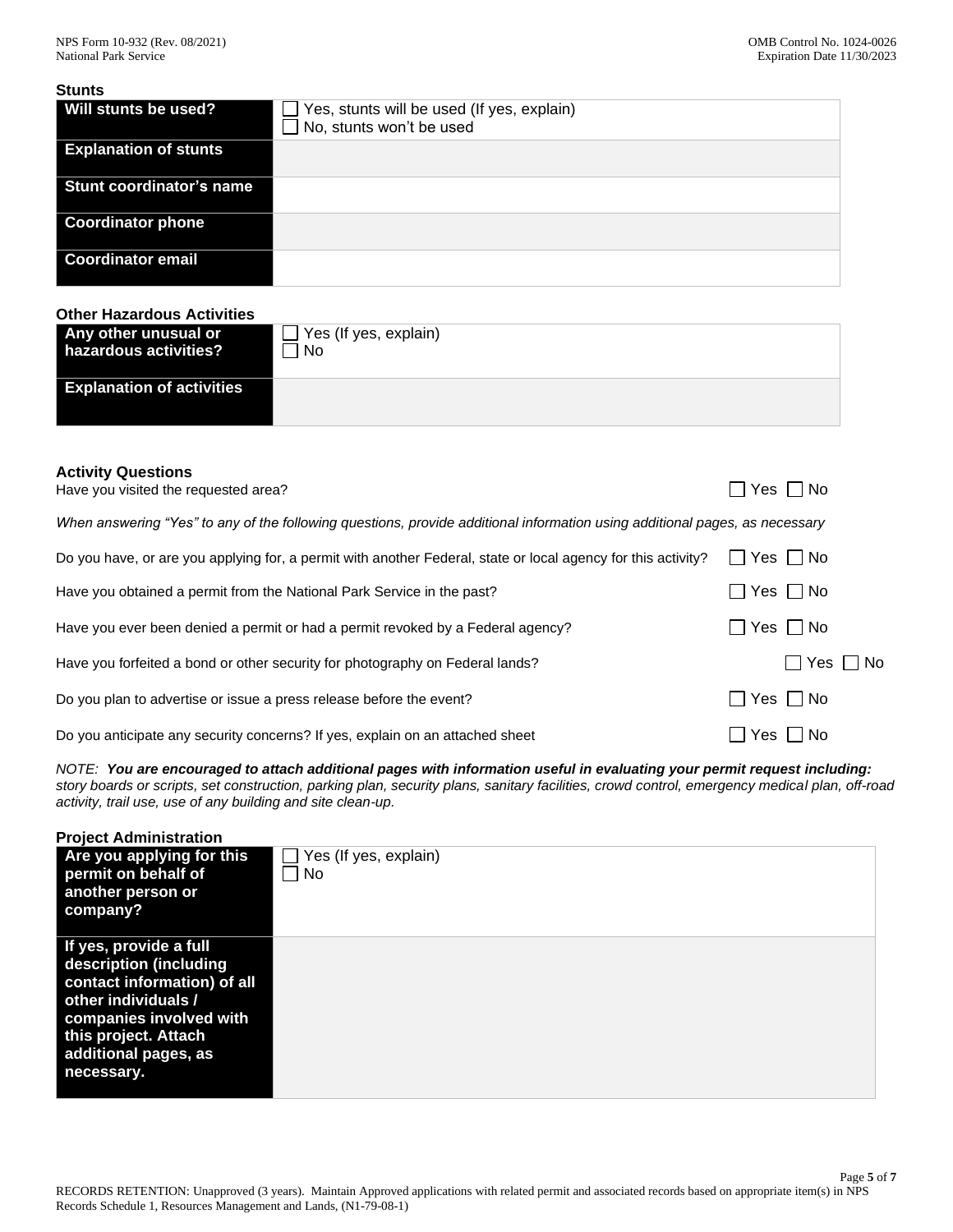### Stunts

| | |
|---|---|
| **Will stunts be used?** | ☐ Yes, stunts will be used (If yes, explain)<br>☐ No, stunts won't be used |
| **Explanation of stunts** | |
| **Stunt coordinator's name** | |
| **Coordinator phone** | |
| **Coordinator email** | |

### Other Hazardous Activities

| | |
|---|---|
| **Any other unusual or hazardous activities?** | ☐ Yes (If yes, explain)<br>☐ No |
| **Explanation of activities** | |

### Activity Questions

Have you visited the requested area? ☐ Yes ☐ No

*When answering "Yes" to any of the following questions, provide additional information using additional pages, as necessary*

Do you have, or are you applying for, a permit with another Federal, state or local agency for this activity? ☐ Yes ☐ No

Have you obtained a permit from the National Park Service in the past? ☐ Yes ☐ No

Have you ever been denied a permit or had a permit revoked by a Federal agency? ☐ Yes ☐ No

Have you forfeited a bond or other security for photography on Federal lands? ☐ Yes ☐ No

Do you plan to advertise or issue a press release before the event? ☐ Yes ☐ No

Do you anticipate any security concerns? If yes, explain on an attached sheet ☐ Yes ☐ No

*NOTE: **You are encouraged to attach additional pages with information useful in evaluating your permit request including:** story boards or scripts, set construction, parking plan, security plans, sanitary facilities, crowd control, emergency medical plan, off-road activity, trail use, use of any building and site clean-up.*

### Project Administration

| | |
|---|---|
| **Are you applying for this permit on behalf of another person or company?** | ☐ Yes (If yes, explain)<br>☐ No |
| **If yes, provide a full description (including contact information) of all other individuals / companies involved with this project. Attach additional pages, as necessary.** | |

RECORDS RETENTION: Unapproved (3 years). Maintain Approved applications with related permit and associated records based on appropriate item(s) in NPS Records Schedule 1, Resources Management and Lands, (N1-79-08-1)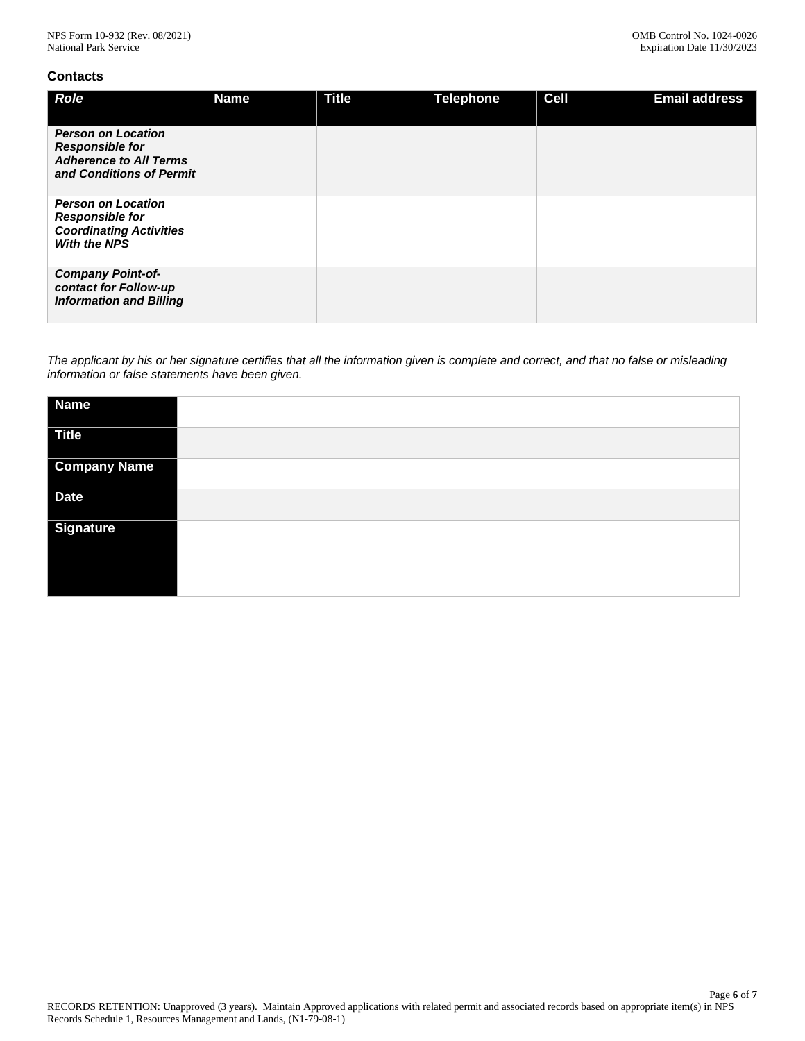### Contacts

| *Role* | Name | Title | Telephone | Cell | Email address |
|---|---|---|---|---|---|
| ***Person on Location Responsible for Adherence to All Terms and Conditions of Permit*** | | | | | |
| ***Person on Location Responsible for Coordinating Activities With the NPS*** | | | | | |
| ***Company Point-of-contact for Follow-up Information and Billing*** | | | | | |

*The applicant by his or her signature certifies that all the information given is complete and correct, and that no false or misleading information or false statements have been given.*

| | |
|---|---|
| **Name** | |
| **Title** | |
| **Company Name** | |
| **Date** | |
| **Signature** | |

RECORDS RETENTION: Unapproved (3 years). Maintain Approved applications with related permit and associated records based on appropriate item(s) in NPS Records Schedule 1, Resources Management and Lands, (N1-79-08-1)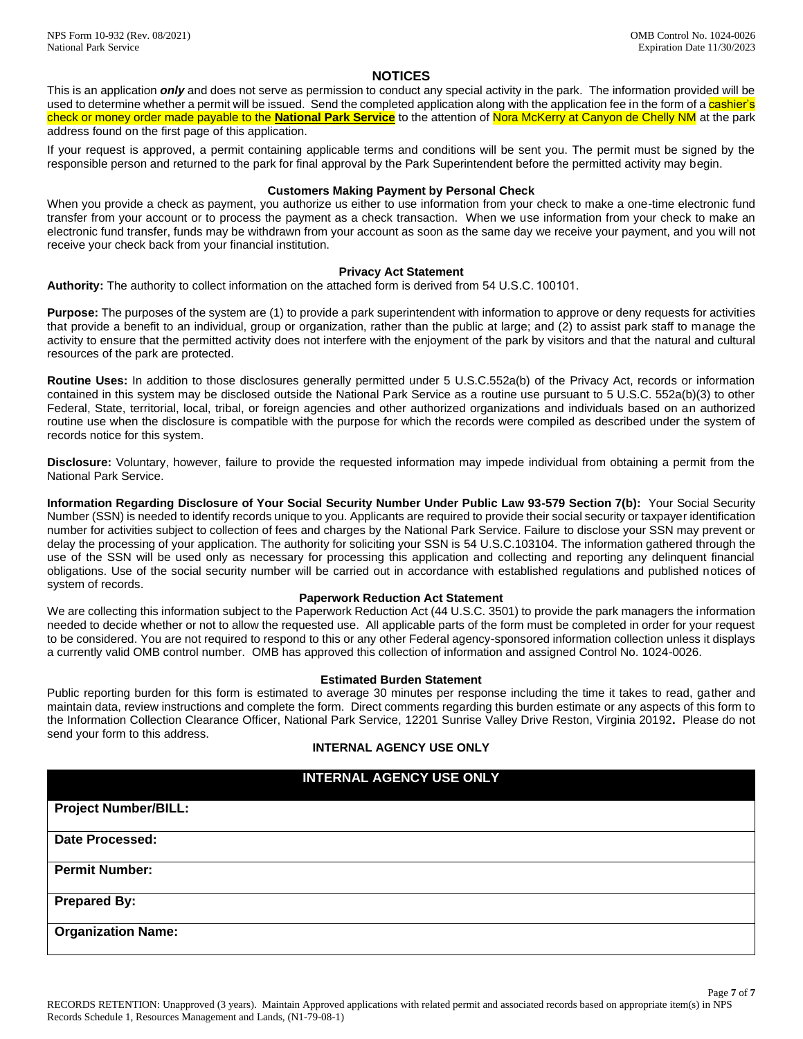## NOTICES

This is an application ***only*** and does not serve as permission to conduct any special activity in the park. The information provided will be used to determine whether a permit will be issued. Send the completed application along with the application fee in the form of a cashier's check or money order made payable to the **National Park Service** to the attention of Nora McKerry at Canyon de Chelly NM at the park address found on the first page of this application.

If your request is approved, a permit containing applicable terms and conditions will be sent you. The permit must be signed by the responsible person and returned to the park for final approval by the Park Superintendent before the permitted activity may begin.

### Customers Making Payment by Personal Check

When you provide a check as payment, you authorize us either to use information from your check to make a one-time electronic fund transfer from your account or to process the payment as a check transaction. When we use information from your check to make an electronic fund transfer, funds may be withdrawn from your account as soon as the same day we receive your payment, and you will not receive your check back from your financial institution.

### Privacy Act Statement

**Authority:** The authority to collect information on the attached form is derived from 54 U.S.C. 100101.

**Purpose:** The purposes of the system are (1) to provide a park superintendent with information to approve or deny requests for activities that provide a benefit to an individual, group or organization, rather than the public at large; and (2) to assist park staff to manage the activity to ensure that the permitted activity does not interfere with the enjoyment of the park by visitors and that the natural and cultural resources of the park are protected.

**Routine Uses:** In addition to those disclosures generally permitted under 5 U.S.C.552a(b) of the Privacy Act, records or information contained in this system may be disclosed outside the National Park Service as a routine use pursuant to 5 U.S.C. 552a(b)(3) to other Federal, State, territorial, local, tribal, or foreign agencies and other authorized organizations and individuals based on an authorized routine use when the disclosure is compatible with the purpose for which the records were compiled as described under the system of records notice for this system.

**Disclosure:** Voluntary, however, failure to provide the requested information may impede individual from obtaining a permit from the National Park Service.

**Information Regarding Disclosure of Your Social Security Number Under Public Law 93-579 Section 7(b):** Your Social Security Number (SSN) is needed to identify records unique to you. Applicants are required to provide their social security or taxpayer identification number for activities subject to collection of fees and charges by the National Park Service. Failure to disclose your SSN may prevent or delay the processing of your application. The authority for soliciting your SSN is 54 U.S.C.103104. The information gathered through the use of the SSN will be used only as necessary for processing this application and collecting and reporting any delinquent financial obligations. Use of the social security number will be carried out in accordance with established regulations and published notices of system of records.

### Paperwork Reduction Act Statement

We are collecting this information subject to the Paperwork Reduction Act (44 U.S.C. 3501) to provide the park managers the information needed to decide whether or not to allow the requested use. All applicable parts of the form must be completed in order for your request to be considered. You are not required to respond to this or any other Federal agency-sponsored information collection unless it displays a currently valid OMB control number. OMB has approved this collection of information and assigned Control No. 1024-0026.

### Estimated Burden Statement

Public reporting burden for this form is estimated to average 30 minutes per response including the time it takes to read, gather and maintain data, review instructions and complete the form. Direct comments regarding this burden estimate or any aspects of this form to the Information Collection Clearance Officer, National Park Service, 12201 Sunrise Valley Drive Reston, Virginia 20192**.** Please do not send your form to this address.

### INTERNAL AGENCY USE ONLY

| INTERNAL AGENCY USE ONLY |
|---|
| **Project Number/BILL:** |
| **Date Processed:** |
| **Permit Number:** |
| **Prepared By:** |
| **Organization Name:** |

RECORDS RETENTION: Unapproved (3 years). Maintain Approved applications with related permit and associated records based on appropriate item(s) in NPS Records Schedule 1, Resources Management and Lands, (N1-79-08-1)